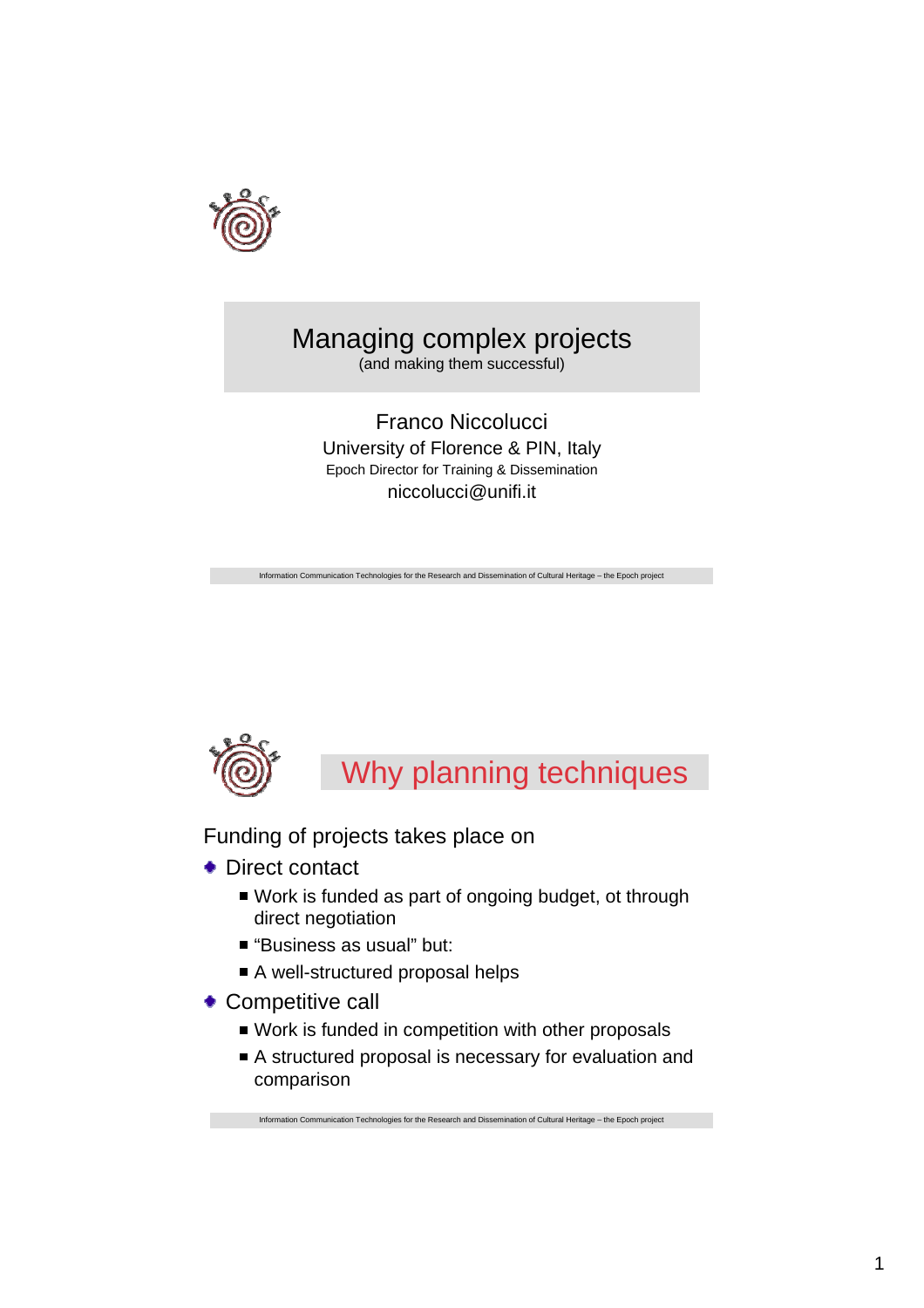# Managing complex projects

(and making them successful)

Franco Niccolucci
University of Florence & PIN, Italy
Epoch Director for Training & Dissemination
niccolucci@unifi.it

Information Communication Technologies for the Research and Dissemination of Cultural Heritage – the Epoch project

## Why planning techniques

Funding of projects takes place on

- Direct contact
  - Work is funded as part of ongoing budget, ot through direct negotiation
  - "Business as usual" but:
  - A well-structured proposal helps
- Competitive call
  - Work is funded in competition with other proposals
  - A structured proposal is necessary for evaluation and comparison

Information Communication Technologies for the Research and Dissemination of Cultural Heritage – the Epoch project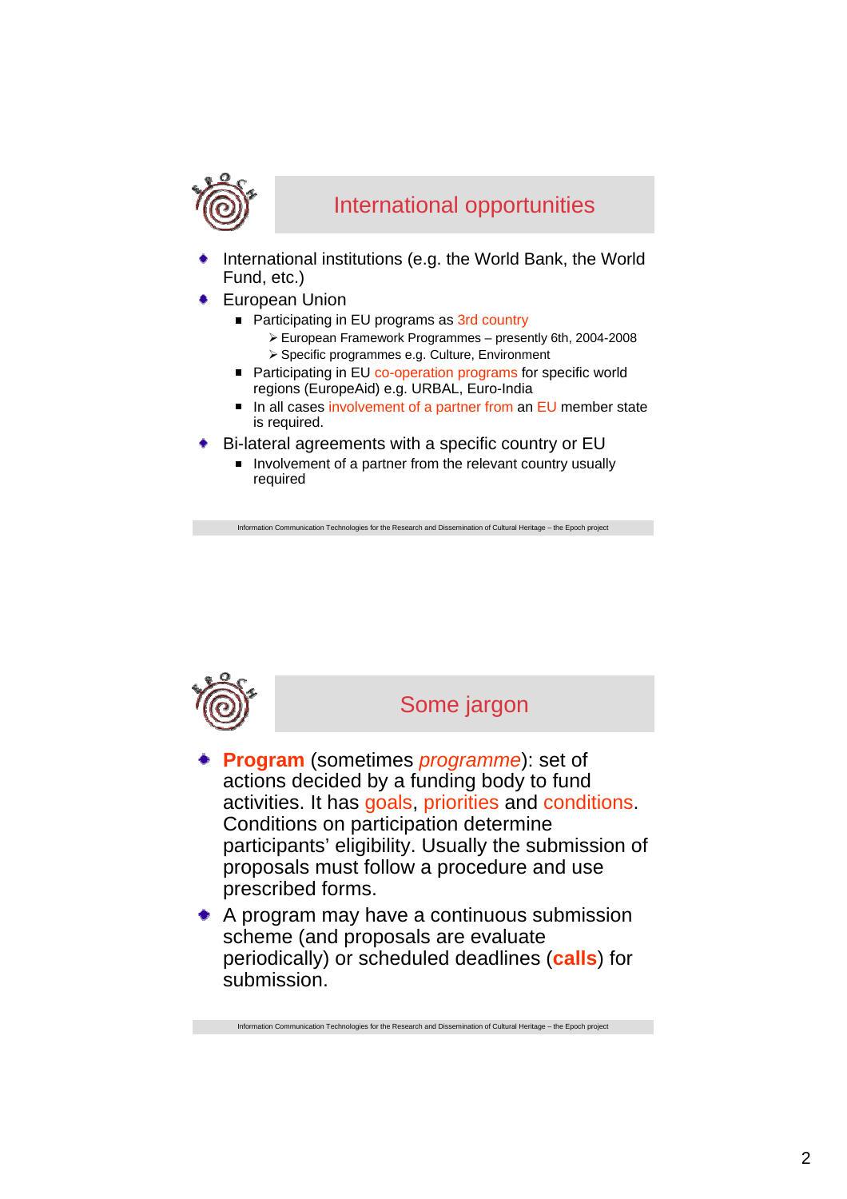## International opportunities

- International institutions (e.g. the World Bank, the World Fund, etc.)
- European Union
  - Participating in EU programs as 3rd country
    - European Framework Programmes – presently 6th, 2004-2008
    - Specific programmes e.g. Culture, Environment
  - Participating in EU co-operation programs for specific world regions (EuropeAid) e.g. URBAL, Euro-India
  - In all cases involvement of a partner from an EU member state is required.
- Bi-lateral agreements with a specific country or EU
  - Involvement of a partner from the relevant country usually required

Information Communication Technologies for the Research and Dissemination of Cultural Heritage – the Epoch project

## Some jargon

- **Program** (sometimes *programme*): set of actions decided by a funding body to fund activities. It has goals, priorities and conditions. Conditions on participation determine participants' eligibility. Usually the submission of proposals must follow a procedure and use prescribed forms.
- A program may have a continuous submission scheme (and proposals are evaluate periodically) or scheduled deadlines (**calls**) for submission.

Information Communication Technologies for the Research and Dissemination of Cultural Heritage – the Epoch project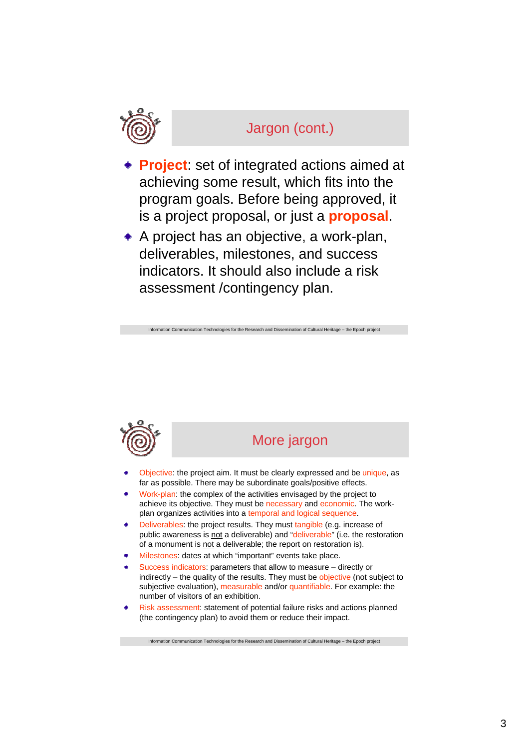## Jargon (cont.)

- **Project**: set of integrated actions aimed at achieving some result, which fits into the program goals. Before being approved, it is a project proposal, or just a **proposal**.
- A project has an objective, a work-plan, deliverables, milestones, and success indicators. It should also include a risk assessment /contingency plan.

Information Communication Technologies for the Research and Dissemination of Cultural Heritage – the Epoch project

## More jargon

- Objective: the project aim. It must be clearly expressed and be unique, as far as possible. There may be subordinate goals/positive effects.
- Work-plan: the complex of the activities envisaged by the project to achieve its objective. They must be necessary and economic. The work-plan organizes activities into a temporal and logical sequence.
- Deliverables: the project results. They must tangible (e.g. increase of public awareness is not a deliverable) and "deliverable" (i.e. the restoration of a monument is not a deliverable; the report on restoration is).
- Milestones: dates at which "important" events take place.
- Success indicators: parameters that allow to measure – directly or indirectly – the quality of the results. They must be objective (not subject to subjective evaluation), measurable and/or quantifiable. For example: the number of visitors of an exhibition.
- Risk assessment: statement of potential failure risks and actions planned (the contingency plan) to avoid them or reduce their impact.

Information Communication Technologies for the Research and Dissemination of Cultural Heritage – the Epoch project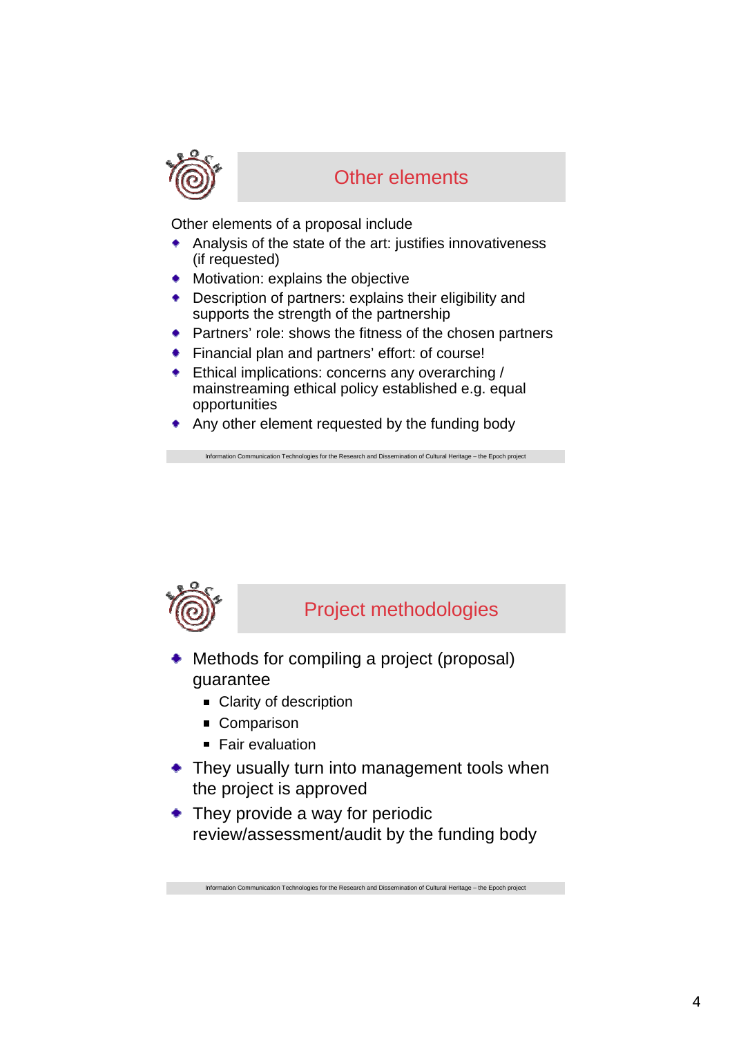## Other elements

Other elements of a proposal include

- Analysis of the state of the art: justifies innovativeness (if requested)
- Motivation: explains the objective
- Description of partners: explains their eligibility and supports the strength of the partnership
- Partners' role: shows the fitness of the chosen partners
- Financial plan and partners' effort: of course!
- Ethical implications: concerns any overarching / mainstreaming ethical policy established e.g. equal opportunities
- Any other element requested by the funding body

## Project methodologies

- Methods for compiling a project (proposal) guarantee
  - Clarity of description
  - Comparison
  - Fair evaluation
- They usually turn into management tools when the project is approved
- They provide a way for periodic review/assessment/audit by the funding body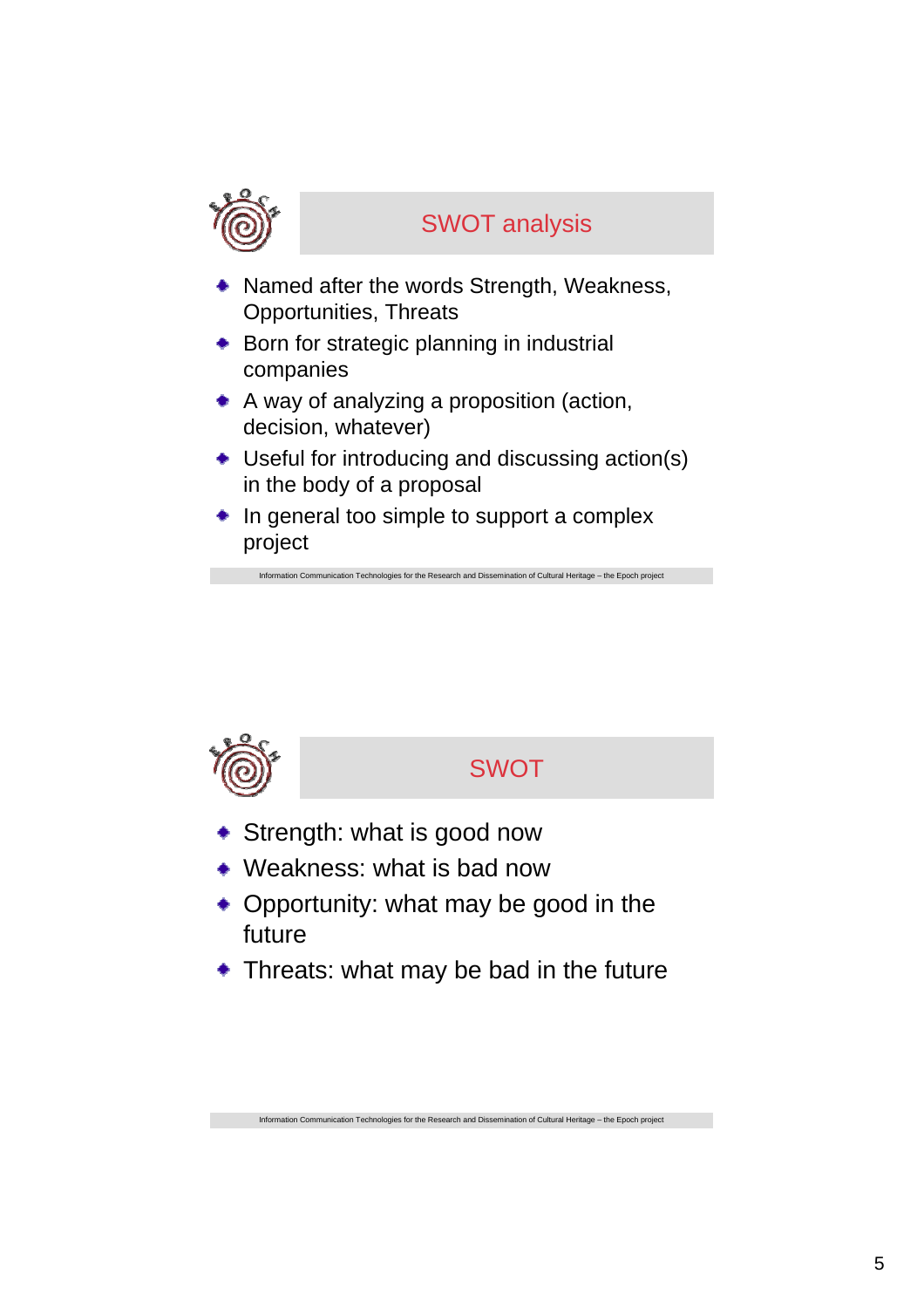## SWOT analysis

- Named after the words Strength, Weakness, Opportunities, Threats
- Born for strategic planning in industrial companies
- A way of analyzing a proposition (action, decision, whatever)
- Useful for introducing and discussing action(s) in the body of a proposal
- In general too simple to support a complex project

Information Communication Technologies for the Research and Dissemination of Cultural Heritage – the Epoch project

## SWOT

- Strength: what is good now
- Weakness: what is bad now
- Opportunity: what may be good in the future
- Threats: what may be bad in the future

Information Communication Technologies for the Research and Dissemination of Cultural Heritage – the Epoch project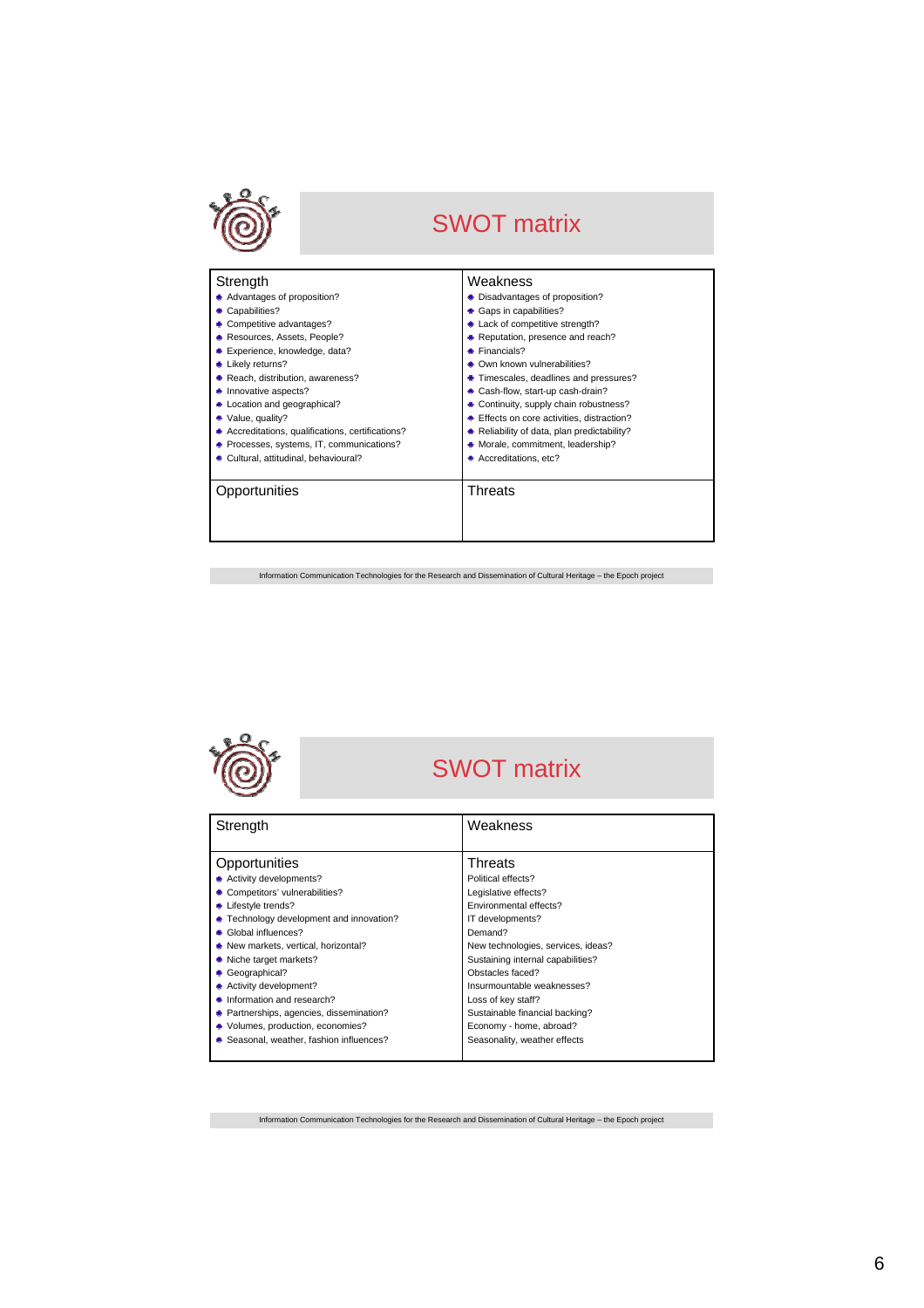## SWOT matrix

| Strength | Weakness |
|---|---|
| • Advantages of proposition?<br>• Capabilities?<br>• Competitive advantages?<br>• Resources, Assets, People?<br>• Experience, knowledge, data?<br>• Likely returns?<br>• Reach, distribution, awareness?<br>• Innovative aspects?<br>• Location and geographical?<br>• Value, quality?<br>• Accreditations, qualifications, certifications?<br>• Processes, systems, IT, communications?<br>• Cultural, attitudinal, behavioural? | • Disadvantages of proposition?<br>• Gaps in capabilities?<br>• Lack of competitive strength?<br>• Reputation, presence and reach?<br>• Financials?<br>• Own known vulnerabilities?<br>• Timescales, deadlines and pressures?<br>• Cash-flow, start-up cash-drain?<br>• Continuity, supply chain robustness?<br>• Effects on core activities, distraction?<br>• Reliability of data, plan predictability?<br>• Morale, commitment, leadership?<br>• Accreditations, etc? |
| **Opportunities** | **Threats** |
| | |

Information Communication Technologies for the Research and Dissemination of Cultural Heritage – the Epoch project

## SWOT matrix

| Strength | Weakness |
|---|---|
| | |
| **Opportunities** | **Threats** |
| • Activity developments?<br>• Competitors' vulnerabilities?<br>• Lifestyle trends?<br>• Technology development and innovation?<br>• Global influences?<br>• New markets, vertical, horizontal?<br>• Niche target markets?<br>• Geographical?<br>• Activity development?<br>• Information and research?<br>• Partnerships, agencies, dissemination?<br>• Volumes, production, economies?<br>• Seasonal, weather, fashion influences? | Political effects?<br>Legislative effects?<br>Environmental effects?<br>IT developments?<br>Demand?<br>New technologies, services, ideas?<br>Sustaining internal capabilities?<br>Obstacles faced?<br>Insurmountable weaknesses?<br>Loss of key staff?<br>Sustainable financial backing?<br>Economy - home, abroad?<br>Seasonality, weather effects |

Information Communication Technologies for the Research and Dissemination of Cultural Heritage – the Epoch project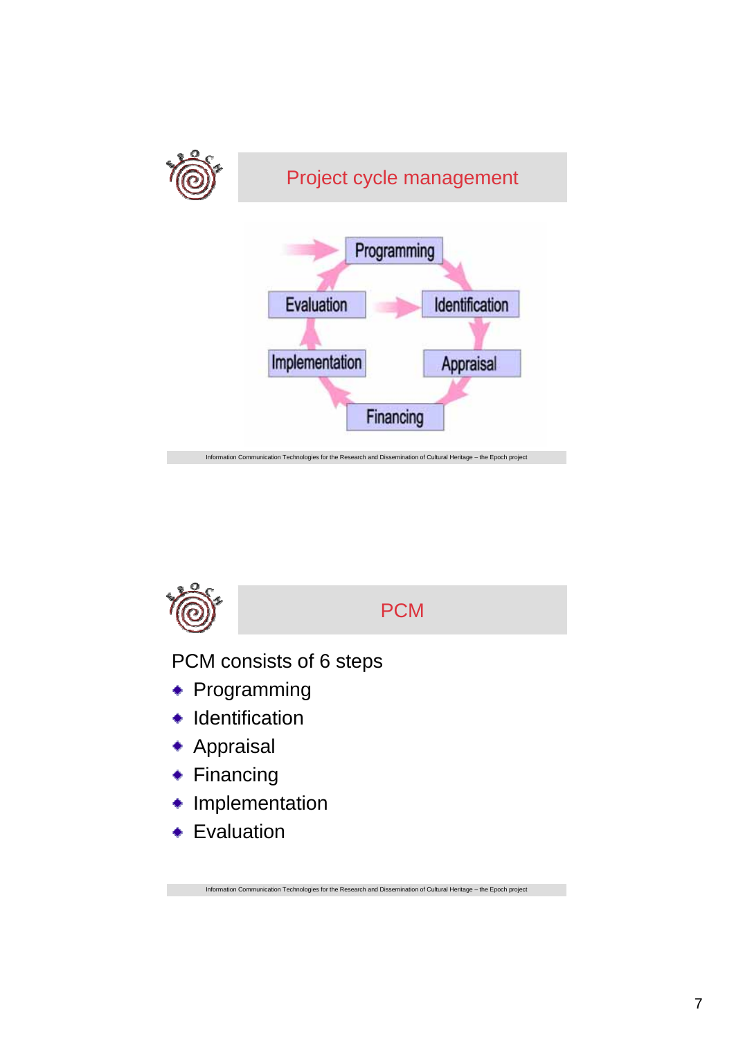## Project cycle management

Programming → Identification → Appraisal → Financing → Implementation → Evaluation → Programming

Evaluation → Identification

## PCM

PCM consists of 6 steps

- Programming
- Identification
- Appraisal
- Financing
- Implementation
- Evaluation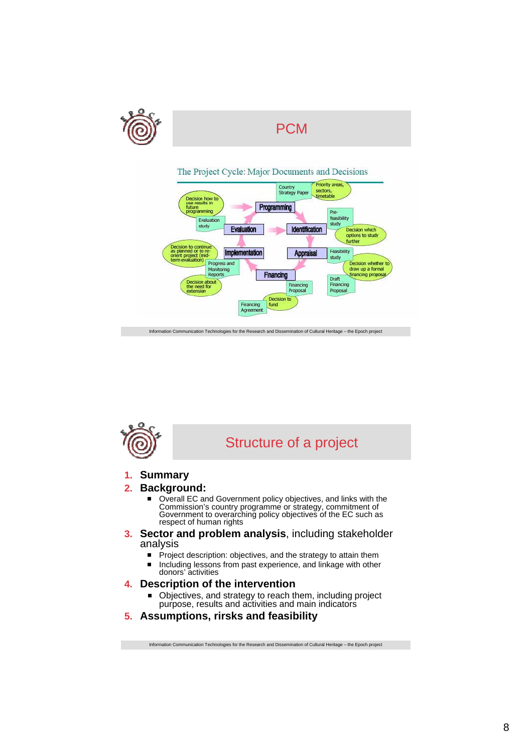# PCM

The Project Cycle: Major Documents and Decisions

Programming — Country Strategy Paper; Priority areas, sectors, timetable

Identification — Pre-feasibility study; Decision which options to study further

Appraisal — Feasibility study; Decision whether to draw up a formal financing proposal

Financing — Draft Financing Proposal; Financing Proposal; Decision to fund; Financing Agreement

Implementation — Progress and Monitoring Reports; Decision about the need for extension; Decision to continue as planned or to re-orient project (mid-term evaluation)

Evaluation — Evaluation study; Decision how to use results in future programming

# Structure of a project

1. **Summary**
2. **Background:**
   - Overall EC and Government policy objectives, and links with the Commission's country programme or strategy, commitment of Government to overarching policy objectives of the EC such as respect of human rights
3. **Sector and problem analysis**, including stakeholder analysis
   - Project description: objectives, and the strategy to attain them
   - Including lessons from past experience, and linkage with other donors' activities
4. **Description of the intervention**
   - Objectives, and strategy to reach them, including project purpose, results and activities and main indicators
5. **Assumptions, rirsks and feasibility**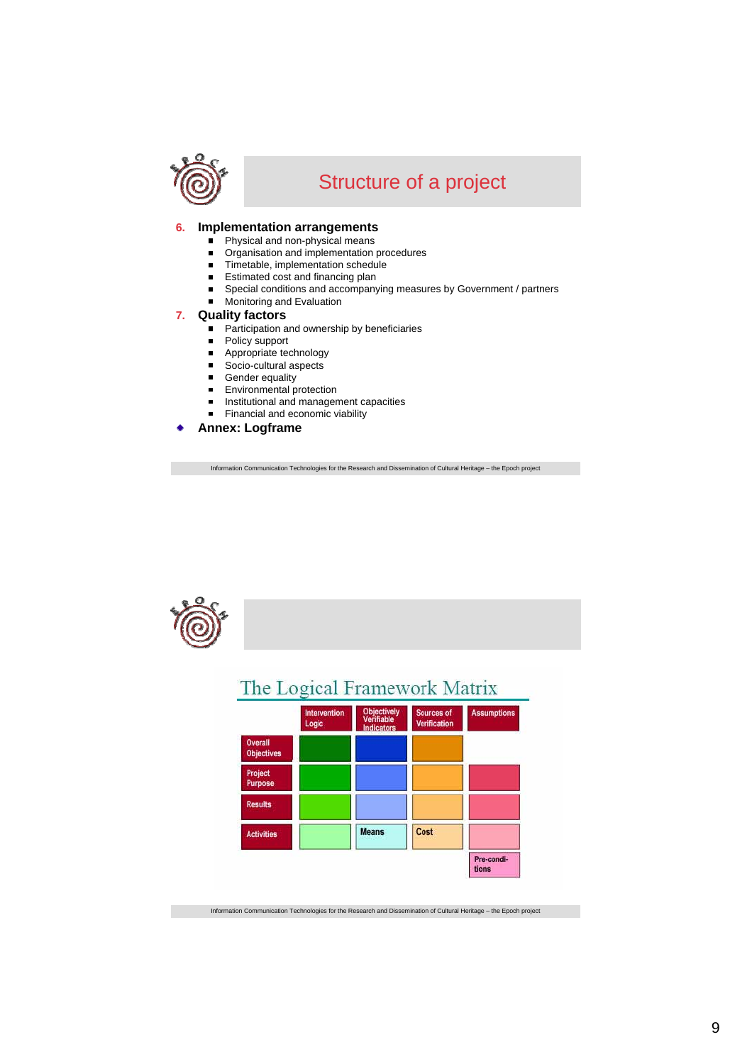## Structure of a project

6. **Implementation arrangements**
   - Physical and non-physical means
   - Organisation and implementation procedures
   - Timetable, implementation schedule
   - Estimated cost and financing plan
   - Special conditions and accompanying measures by Government / partners
   - Monitoring and Evaluation
7. **Quality factors**
   - Participation and ownership by beneficiaries
   - Policy support
   - Appropriate technology
   - Socio-cultural aspects
   - Gender equality
   - Environmental protection
   - Institutional and management capacities
   - Financial and economic viability

- **Annex: Logframe**

Information Communication Technologies for the Research and Dissemination of Cultural Heritage – the Epoch project

## The Logical Framework Matrix

| | Intervention Logic | Objectively Verifiable Indicators | Sources of Verification | Assumptions |
|---|---|---|---|---|
| Overall Objectives | | | | |
| Project Purpose | | | | |
| Results | | | | |
| Activities | | Means | Cost | |
| | | | | Pre-conditions |

Information Communication Technologies for the Research and Dissemination of Cultural Heritage – the Epoch project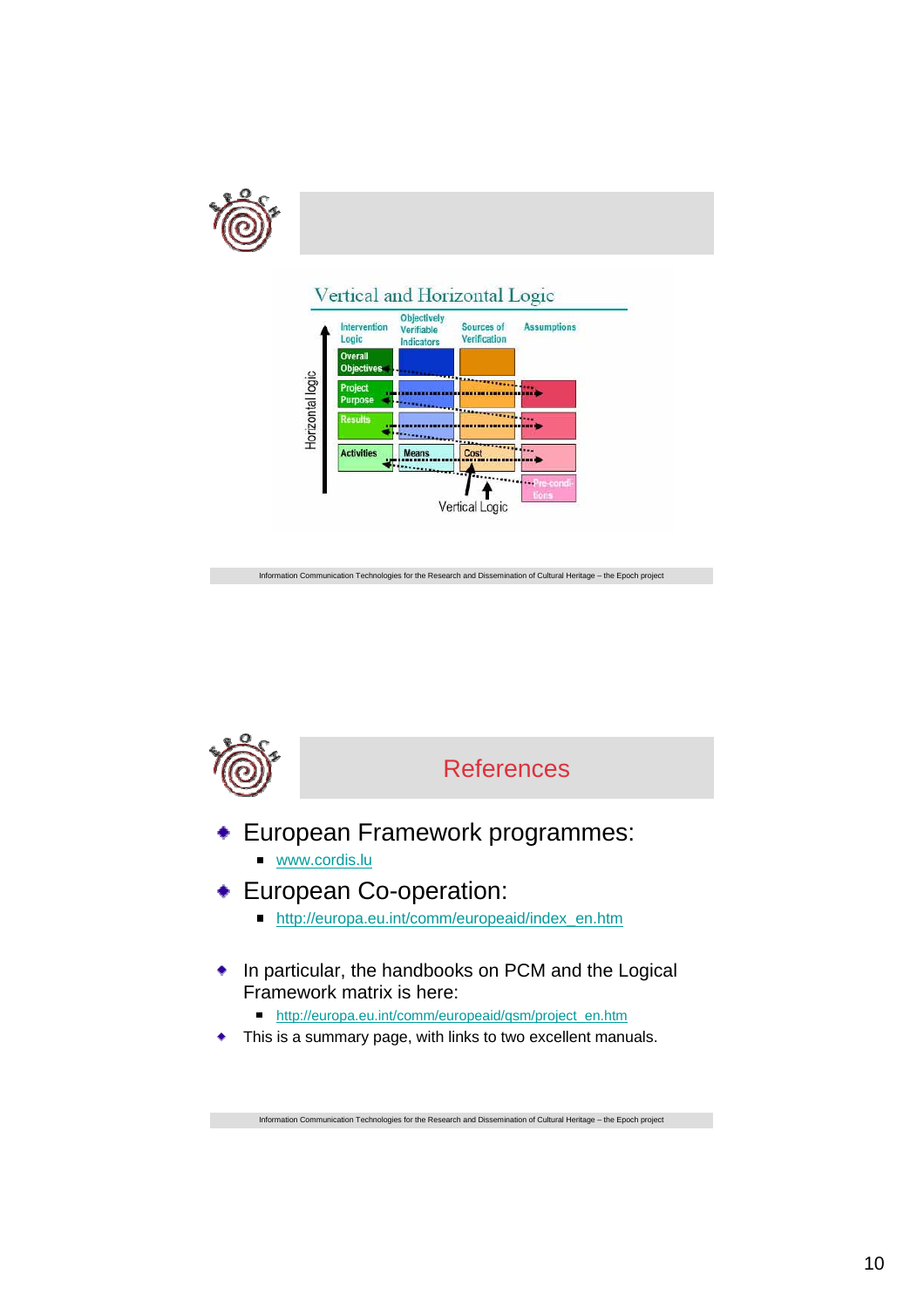## Vertical and Horizontal Logic

| Intervention Logic | Objectively Verifiable Indicators | Sources of Verification | Assumptions |
|---|---|---|---|
| Overall Objectives | | | |
| Project Purpose | | | |
| Results | | | |
| Activities | Means | Cost | |
| | | | Pre-conditions |

Horizontal logic

Vertical Logic

## References

- European Framework programmes:
  - www.cordis.lu
- European Co-operation:
  - http://europa.eu.int/comm/europeaid/index_en.htm
- In particular, the handbooks on PCM and the Logical Framework matrix is here:
  - http://europa.eu.int/comm/europeaid/qsm/project_en.htm
- This is a summary page, with links to two excellent manuals.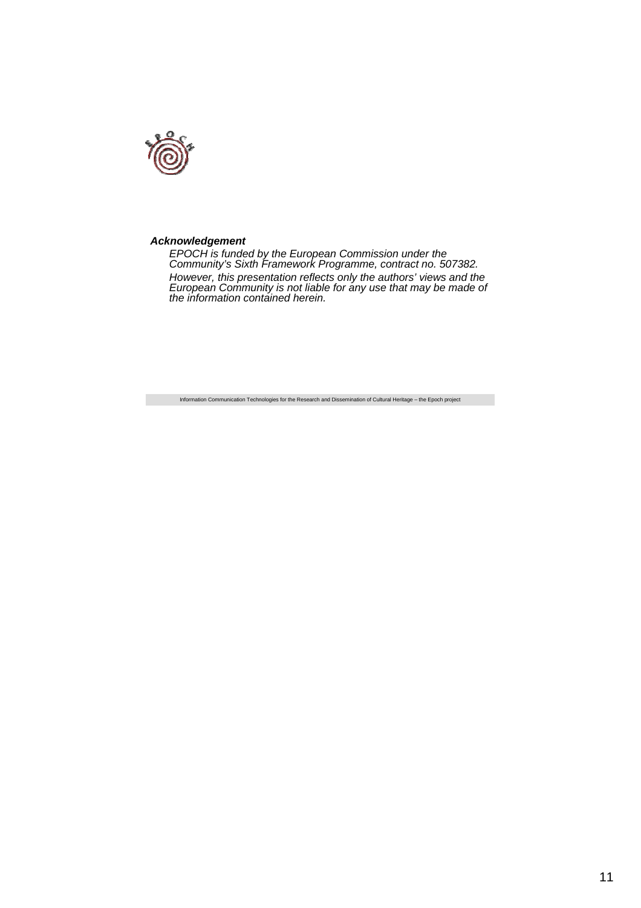***Acknowledgement***

*EPOCH is funded by the European Commission under the Community's Sixth Framework Programme, contract no. 507382.*

*However, this presentation reflects only the authors' views and the European Community is not liable for any use that may be made of the information contained herein.*